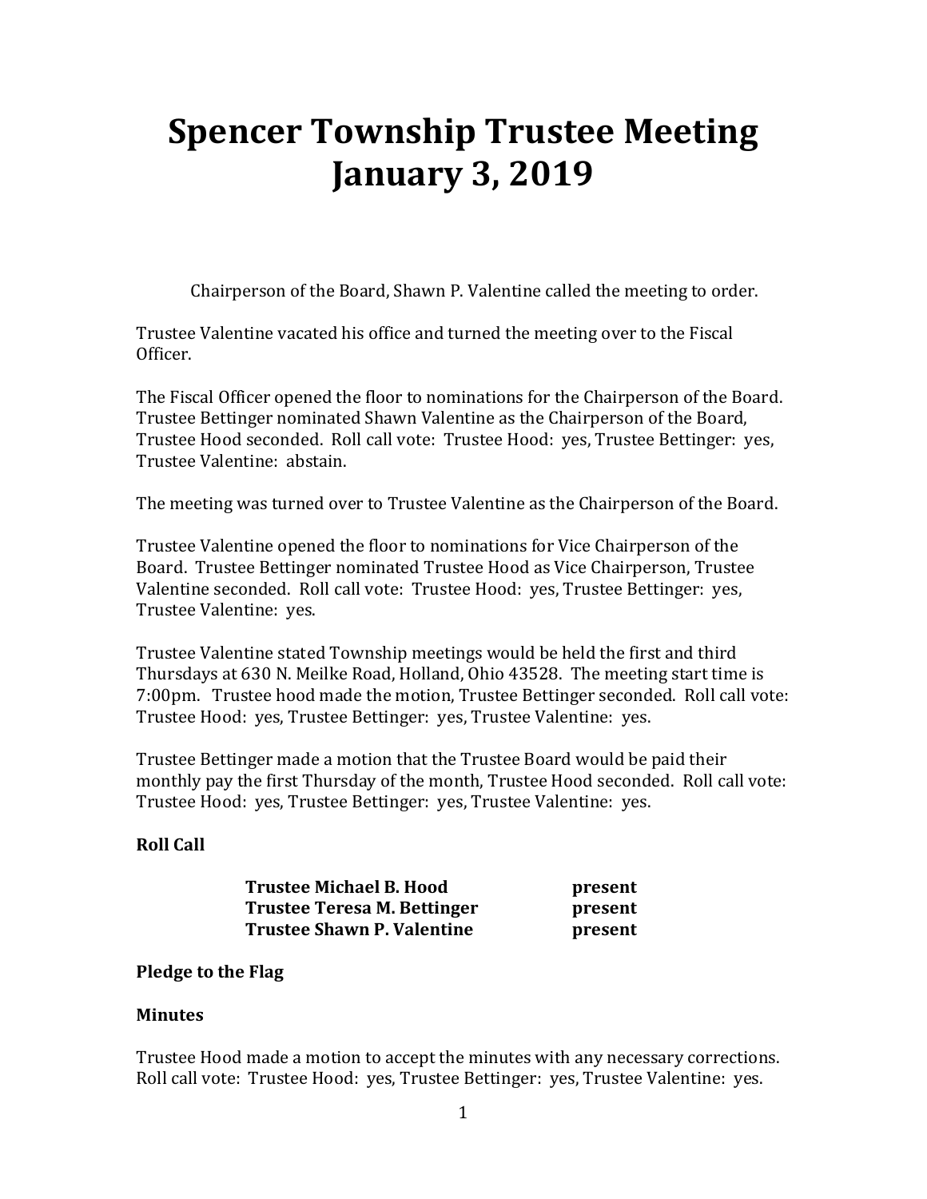# Spencer Township Trustee Meeting January 3, 2019

Chairperson of the Board, Shawn P. Valentine called the meeting to order.

Trustee Valentine vacated his office and turned the meeting over to the Fiscal Officer.

The Fiscal Officer opened the floor to nominations for the Chairperson of the Board. Trustee Bettinger nominated Shawn Valentine as the Chairperson of the Board, Trustee Hood seconded. Roll call vote: Trustee Hood: yes, Trustee Bettinger: yes, Trustee Valentine: abstain.

The meeting was turned over to Trustee Valentine as the Chairperson of the Board.

Trustee Valentine opened the floor to nominations for Vice Chairperson of the Board. Trustee Bettinger nominated Trustee Hood as Vice Chairperson, Trustee Valentine seconded. Roll call vote: Trustee Hood: yes, Trustee Bettinger: yes, Trustee Valentine: yes.

Trustee Valentine stated Township meetings would be held the first and third Thursdays at 630 N. Meilke Road, Holland, Ohio 43528. The meeting start time is 7:00pm. Trustee hood made the motion, Trustee Bettinger seconded. Roll call vote: Trustee Hood: yes, Trustee Bettinger: yes, Trustee Valentine: yes.

Trustee Bettinger made a motion that the Trustee Board would be paid their monthly pay the first Thursday of the month, Trustee Hood seconded. Roll call vote: Trustee Hood: yes, Trustee Bettinger: yes, Trustee Valentine: yes.

**Roll Call**

| | |
|---|---|
| **Trustee Michael B. Hood** | **present** |
| **Trustee Teresa M. Bettinger** | **present** |
| **Trustee Shawn P. Valentine** | **present** |

**Pledge to the Flag**

**Minutes**

Trustee Hood made a motion to accept the minutes with any necessary corrections. Roll call vote: Trustee Hood: yes, Trustee Bettinger: yes, Trustee Valentine: yes.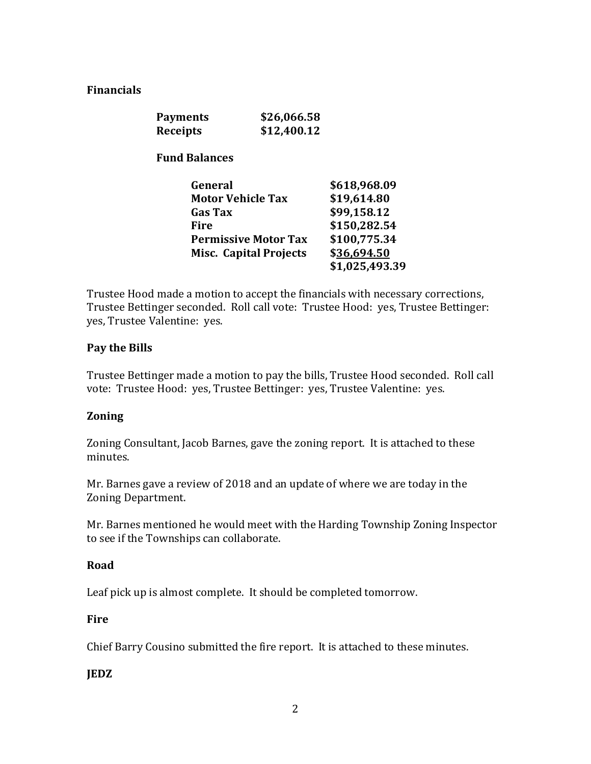**Financials**

| | |
|---|---|
| **Payments** | **$26,066.58** |
| **Receipts** | **$12,400.12** |

**Fund Balances**

| | |
|---|---|
| **General** | **$618,968.09** |
| **Motor Vehicle Tax** | **$19,614.80** |
| **Gas Tax** | **$99,158.12** |
| **Fire** | **$150,282.54** |
| **Permissive Motor Tax** | **$100,775.34** |
| **Misc. Capital Projects** | **$36,694.50** |
| | **$1,025,493.39** |

Trustee Hood made a motion to accept the financials with necessary corrections, Trustee Bettinger seconded. Roll call vote: Trustee Hood: yes, Trustee Bettinger: yes, Trustee Valentine: yes.

**Pay the Bills**

Trustee Bettinger made a motion to pay the bills, Trustee Hood seconded. Roll call vote: Trustee Hood: yes, Trustee Bettinger: yes, Trustee Valentine: yes.

**Zoning**

Zoning Consultant, Jacob Barnes, gave the zoning report. It is attached to these minutes.

Mr. Barnes gave a review of 2018 and an update of where we are today in the Zoning Department.

Mr. Barnes mentioned he would meet with the Harding Township Zoning Inspector to see if the Townships can collaborate.

**Road**

Leaf pick up is almost complete. It should be completed tomorrow.

**Fire**

Chief Barry Cousino submitted the fire report. It is attached to these minutes.

**JEDZ**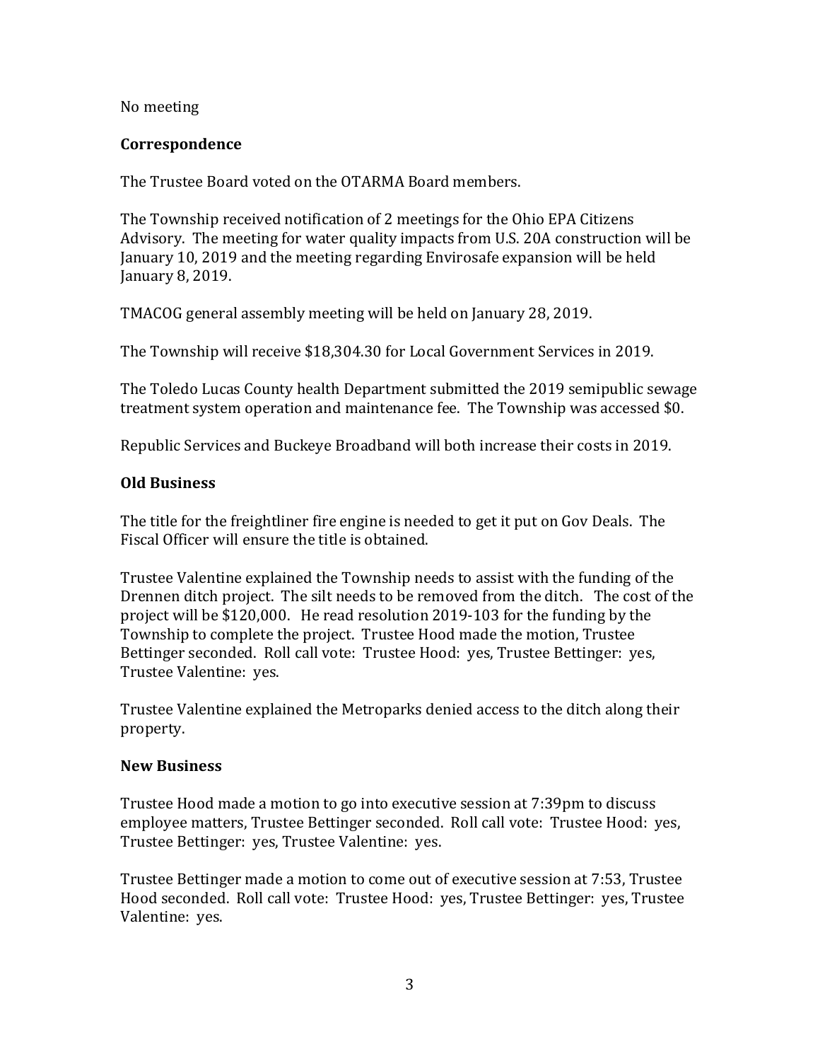No meeting

## Correspondence

The Trustee Board voted on the OTARMA Board members.

The Township received notification of 2 meetings for the Ohio EPA Citizens Advisory. The meeting for water quality impacts from U.S. 20A construction will be January 10, 2019 and the meeting regarding Envirosafe expansion will be held January 8, 2019.

TMACOG general assembly meeting will be held on January 28, 2019.

The Township will receive $18,304.30 for Local Government Services in 2019.

The Toledo Lucas County health Department submitted the 2019 semipublic sewage treatment system operation and maintenance fee. The Township was accessed $0.

Republic Services and Buckeye Broadband will both increase their costs in 2019.

## Old Business

The title for the freightliner fire engine is needed to get it put on Gov Deals. The Fiscal Officer will ensure the title is obtained.

Trustee Valentine explained the Township needs to assist with the funding of the Drennen ditch project. The silt needs to be removed from the ditch. The cost of the project will be $120,000. He read resolution 2019-103 for the funding by the Township to complete the project. Trustee Hood made the motion, Trustee Bettinger seconded. Roll call vote: Trustee Hood: yes, Trustee Bettinger: yes, Trustee Valentine: yes.

Trustee Valentine explained the Metroparks denied access to the ditch along their property.

## New Business

Trustee Hood made a motion to go into executive session at 7:39pm to discuss employee matters, Trustee Bettinger seconded. Roll call vote: Trustee Hood: yes, Trustee Bettinger: yes, Trustee Valentine: yes.

Trustee Bettinger made a motion to come out of executive session at 7:53, Trustee Hood seconded. Roll call vote: Trustee Hood: yes, Trustee Bettinger: yes, Trustee Valentine: yes.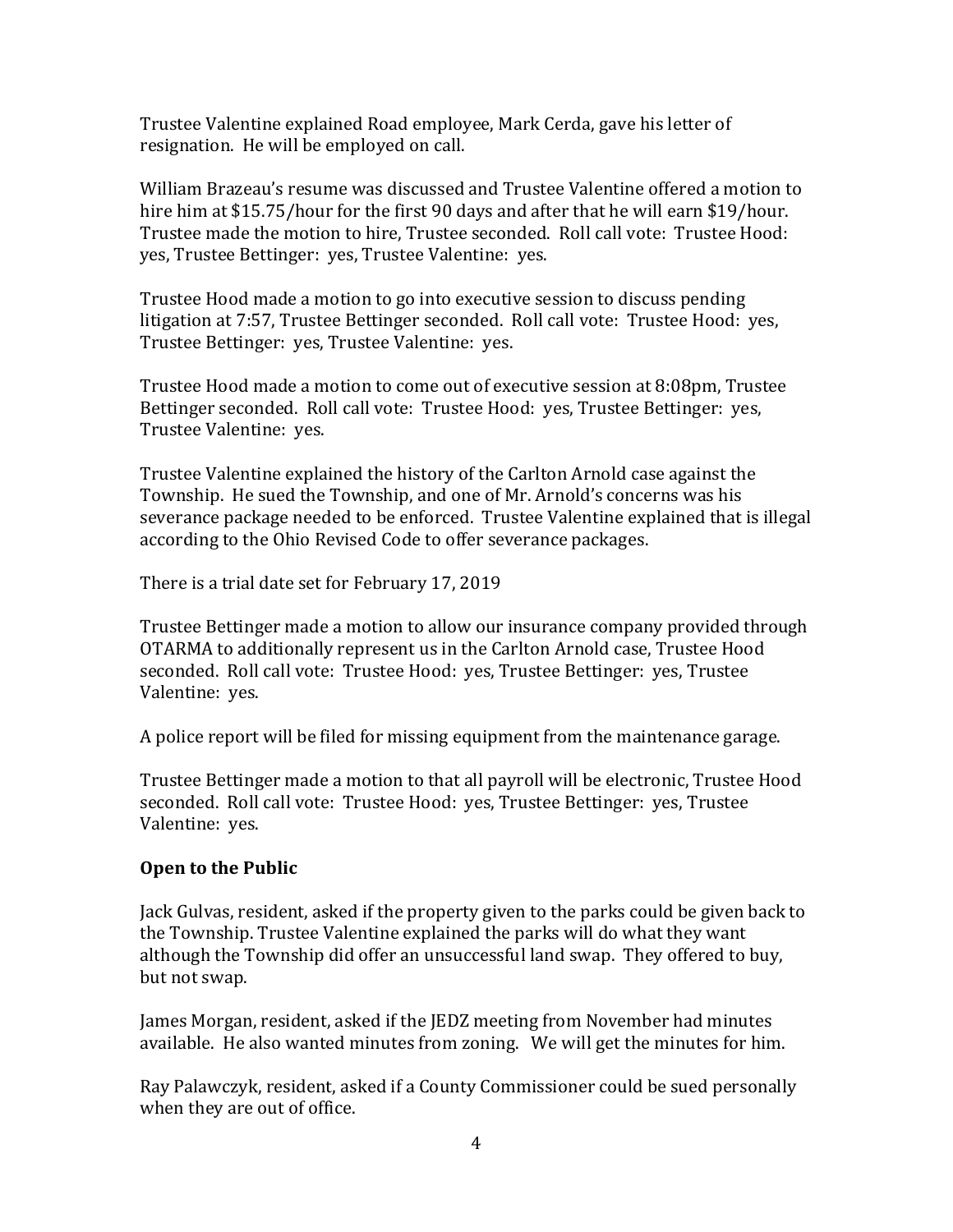Trustee Valentine explained Road employee, Mark Cerda, gave his letter of resignation. He will be employed on call.

William Brazeau's resume was discussed and Trustee Valentine offered a motion to hire him at $15.75/hour for the first 90 days and after that he will earn $19/hour. Trustee made the motion to hire, Trustee seconded. Roll call vote: Trustee Hood: yes, Trustee Bettinger: yes, Trustee Valentine: yes.

Trustee Hood made a motion to go into executive session to discuss pending litigation at 7:57, Trustee Bettinger seconded. Roll call vote: Trustee Hood: yes, Trustee Bettinger: yes, Trustee Valentine: yes.

Trustee Hood made a motion to come out of executive session at 8:08pm, Trustee Bettinger seconded. Roll call vote: Trustee Hood: yes, Trustee Bettinger: yes, Trustee Valentine: yes.

Trustee Valentine explained the history of the Carlton Arnold case against the Township. He sued the Township, and one of Mr. Arnold's concerns was his severance package needed to be enforced. Trustee Valentine explained that is illegal according to the Ohio Revised Code to offer severance packages.

There is a trial date set for February 17, 2019

Trustee Bettinger made a motion to allow our insurance company provided through OTARMA to additionally represent us in the Carlton Arnold case, Trustee Hood seconded. Roll call vote: Trustee Hood: yes, Trustee Bettinger: yes, Trustee Valentine: yes.

A police report will be filed for missing equipment from the maintenance garage.

Trustee Bettinger made a motion to that all payroll will be electronic, Trustee Hood seconded. Roll call vote: Trustee Hood: yes, Trustee Bettinger: yes, Trustee Valentine: yes.

**Open to the Public**

Jack Gulvas, resident, asked if the property given to the parks could be given back to the Township. Trustee Valentine explained the parks will do what they want although the Township did offer an unsuccessful land swap. They offered to buy, but not swap.

James Morgan, resident, asked if the JEDZ meeting from November had minutes available. He also wanted minutes from zoning. We will get the minutes for him.

Ray Palawczyk, resident, asked if a County Commissioner could be sued personally when they are out of office.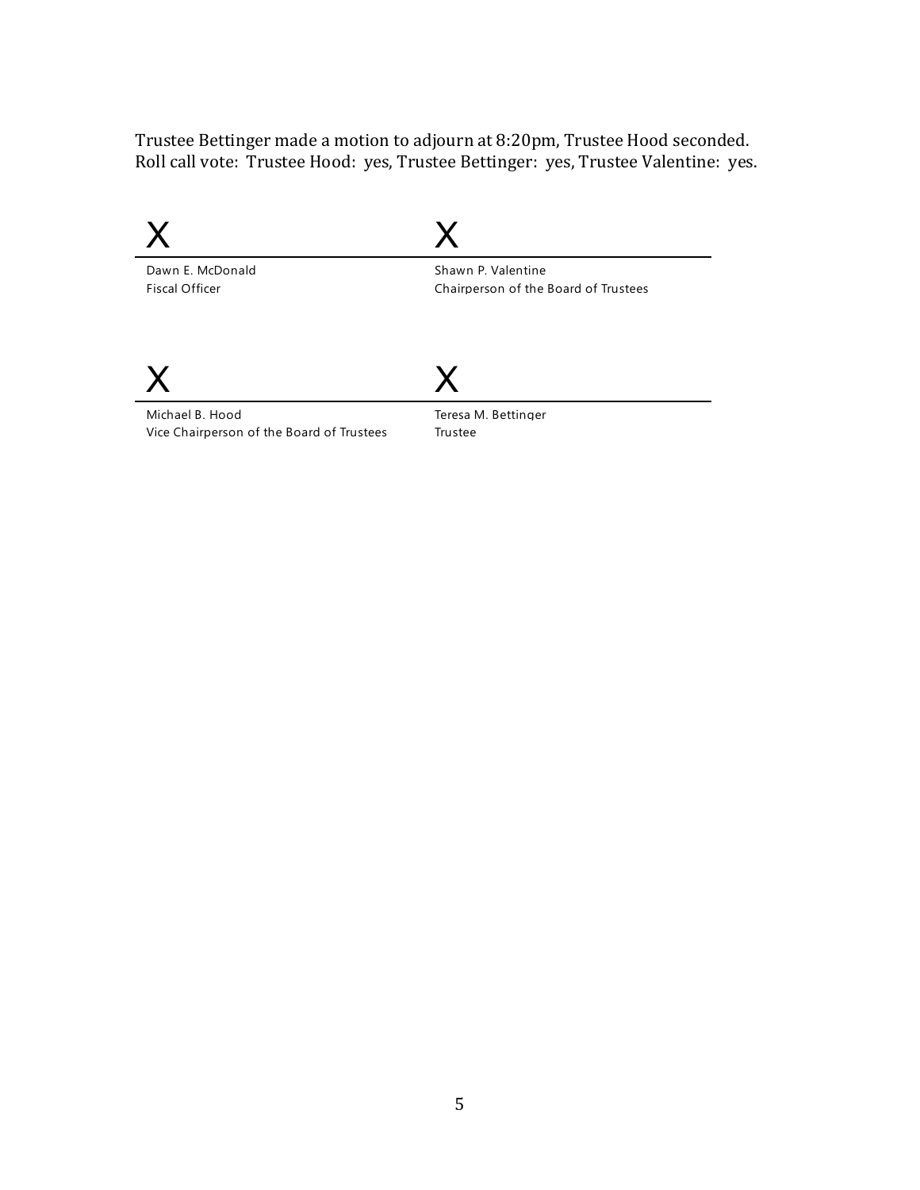Trustee Bettinger made a motion to adjourn at 8:20pm, Trustee Hood seconded. Roll call vote: Trustee Hood: yes, Trustee Bettinger: yes, Trustee Valentine: yes.

X

Dawn E. McDonald
Fiscal Officer

X

Shawn P. Valentine
Chairperson of the Board of Trustees

X

Michael B. Hood
Vice Chairperson of the Board of Trustees

X

Teresa M. Bettinger
Trustee